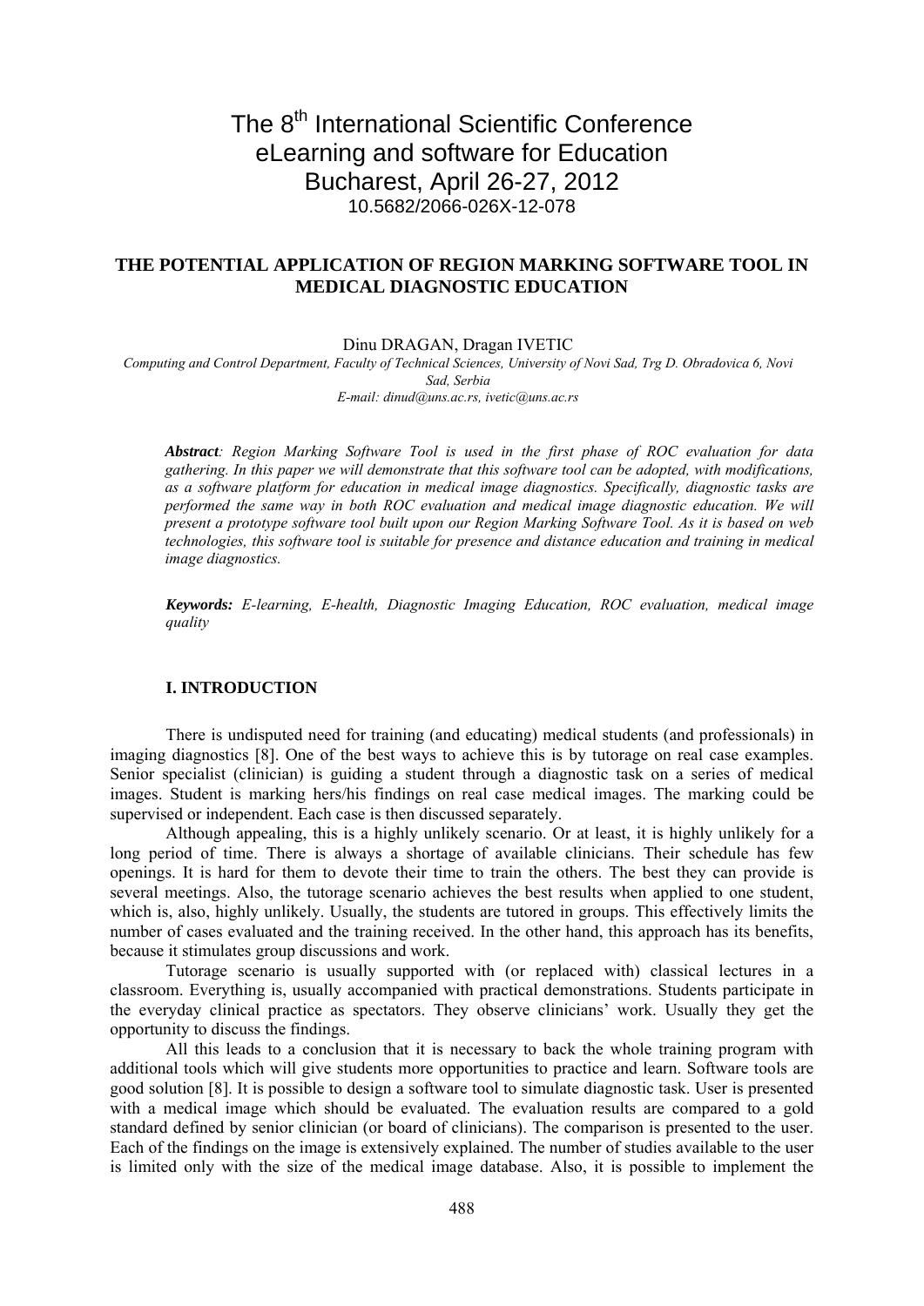The 8th International Scientific Conference
eLearning and software for Education
Bucharest, April 26-27, 2012
10.5682/2066-026X-12-078

# THE POTENTIAL APPLICATION OF REGION MARKING SOFTWARE TOOL IN MEDICAL DIAGNOSTIC EDUCATION

Dinu DRAGAN, Dragan IVETIC

*Computing and Control Department, Faculty of Technical Sciences, University of Novi Sad, Trg D. Obradovica 6, Novi Sad, Serbia*
*E-mail: dinud@uns.ac.rs, ivetic@uns.ac.rs*

***Abstract**: Region Marking Software Tool is used in the first phase of ROC evaluation for data gathering. In this paper we will demonstrate that this software tool can be adopted, with modifications, as a software platform for education in medical image diagnostics. Specifically, diagnostic tasks are performed the same way in both ROC evaluation and medical image diagnostic education. We will present a prototype software tool built upon our Region Marking Software Tool. As it is based on web technologies, this software tool is suitable for presence and distance education and training in medical image diagnostics.*

***Keywords:** E-learning, E-health, Diagnostic Imaging Education, ROC evaluation, medical image quality*

## I. INTRODUCTION

There is undisputed need for training (and educating) medical students (and professionals) in imaging diagnostics [8]. One of the best ways to achieve this is by tutorage on real case examples. Senior specialist (clinician) is guiding a student through a diagnostic task on a series of medical images. Student is marking hers/his findings on real case medical images. The marking could be supervised or independent. Each case is then discussed separately.

Although appealing, this is a highly unlikely scenario. Or at least, it is highly unlikely for a long period of time. There is always a shortage of available clinicians. Their schedule has few openings. It is hard for them to devote their time to train the others. The best they can provide is several meetings. Also, the tutorage scenario achieves the best results when applied to one student, which is, also, highly unlikely. Usually, the students are tutored in groups. This effectively limits the number of cases evaluated and the training received. In the other hand, this approach has its benefits, because it stimulates group discussions and work.

Tutorage scenario is usually supported with (or replaced with) classical lectures in a classroom. Everything is, usually accompanied with practical demonstrations. Students participate in the everyday clinical practice as spectators. They observe clinicians' work. Usually they get the opportunity to discuss the findings.

All this leads to a conclusion that it is necessary to back the whole training program with additional tools which will give students more opportunities to practice and learn. Software tools are good solution [8]. It is possible to design a software tool to simulate diagnostic task. User is presented with a medical image which should be evaluated. The evaluation results are compared to a gold standard defined by senior clinician (or board of clinicians). The comparison is presented to the user. Each of the findings on the image is extensively explained. The number of studies available to the user is limited only with the size of the medical image database. Also, it is possible to implement the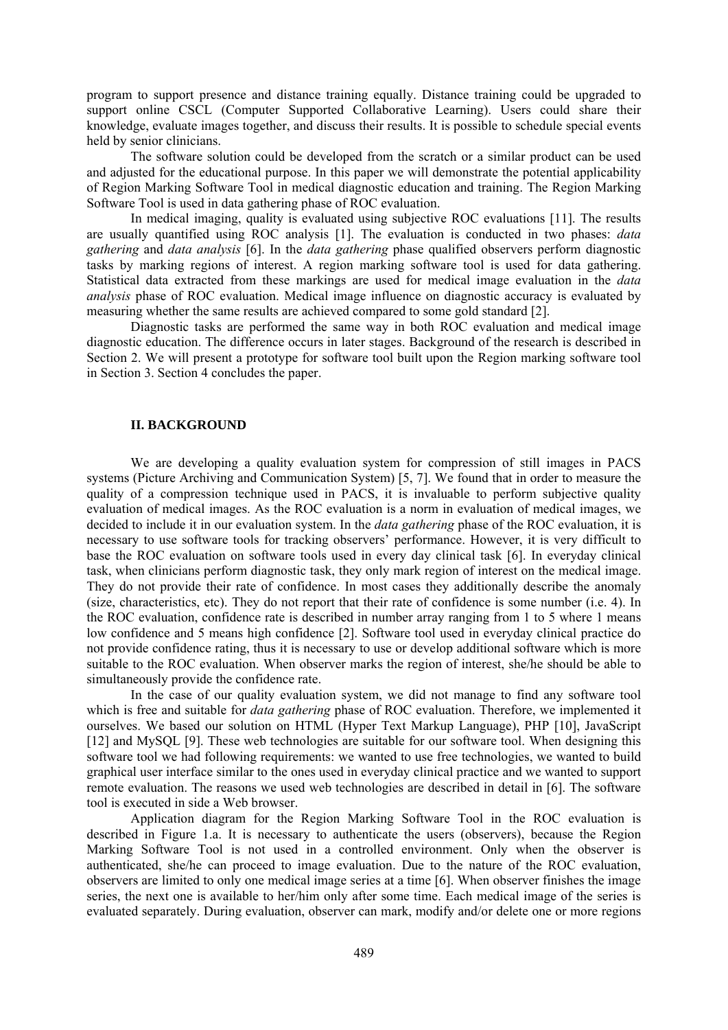program to support presence and distance training equally. Distance training could be upgraded to support online CSCL (Computer Supported Collaborative Learning). Users could share their knowledge, evaluate images together, and discuss their results. It is possible to schedule special events held by senior clinicians.

The software solution could be developed from the scratch or a similar product can be used and adjusted for the educational purpose. In this paper we will demonstrate the potential applicability of Region Marking Software Tool in medical diagnostic education and training. The Region Marking Software Tool is used in data gathering phase of ROC evaluation.

In medical imaging, quality is evaluated using subjective ROC evaluations [11]. The results are usually quantified using ROC analysis [1]. The evaluation is conducted in two phases: *data gathering* and *data analysis* [6]. In the *data gathering* phase qualified observers perform diagnostic tasks by marking regions of interest. A region marking software tool is used for data gathering. Statistical data extracted from these markings are used for medical image evaluation in the *data analysis* phase of ROC evaluation. Medical image influence on diagnostic accuracy is evaluated by measuring whether the same results are achieved compared to some gold standard [2].

Diagnostic tasks are performed the same way in both ROC evaluation and medical image diagnostic education. The difference occurs in later stages. Background of the research is described in Section 2. We will present a prototype for software tool built upon the Region marking software tool in Section 3. Section 4 concludes the paper.

## II. BACKGROUND

We are developing a quality evaluation system for compression of still images in PACS systems (Picture Archiving and Communication System) [5, 7]. We found that in order to measure the quality of a compression technique used in PACS, it is invaluable to perform subjective quality evaluation of medical images. As the ROC evaluation is a norm in evaluation of medical images, we decided to include it in our evaluation system. In the *data gathering* phase of the ROC evaluation, it is necessary to use software tools for tracking observers' performance. However, it is very difficult to base the ROC evaluation on software tools used in every day clinical task [6]. In everyday clinical task, when clinicians perform diagnostic task, they only mark region of interest on the medical image. They do not provide their rate of confidence. In most cases they additionally describe the anomaly (size, characteristics, etc). They do not report that their rate of confidence is some number (i.e. 4). In the ROC evaluation, confidence rate is described in number array ranging from 1 to 5 where 1 means low confidence and 5 means high confidence [2]. Software tool used in everyday clinical practice do not provide confidence rating, thus it is necessary to use or develop additional software which is more suitable to the ROC evaluation. When observer marks the region of interest, she/he should be able to simultaneously provide the confidence rate.

In the case of our quality evaluation system, we did not manage to find any software tool which is free and suitable for *data gathering* phase of ROC evaluation. Therefore, we implemented it ourselves. We based our solution on HTML (Hyper Text Markup Language), PHP [10], JavaScript [12] and MySQL [9]. These web technologies are suitable for our software tool. When designing this software tool we had following requirements: we wanted to use free technologies, we wanted to build graphical user interface similar to the ones used in everyday clinical practice and we wanted to support remote evaluation. The reasons we used web technologies are described in detail in [6]. The software tool is executed in side a Web browser.

Application diagram for the Region Marking Software Tool in the ROC evaluation is described in Figure 1.a. It is necessary to authenticate the users (observers), because the Region Marking Software Tool is not used in a controlled environment. Only when the observer is authenticated, she/he can proceed to image evaluation. Due to the nature of the ROC evaluation, observers are limited to only one medical image series at a time [6]. When observer finishes the image series, the next one is available to her/him only after some time. Each medical image of the series is evaluated separately. During evaluation, observer can mark, modify and/or delete one or more regions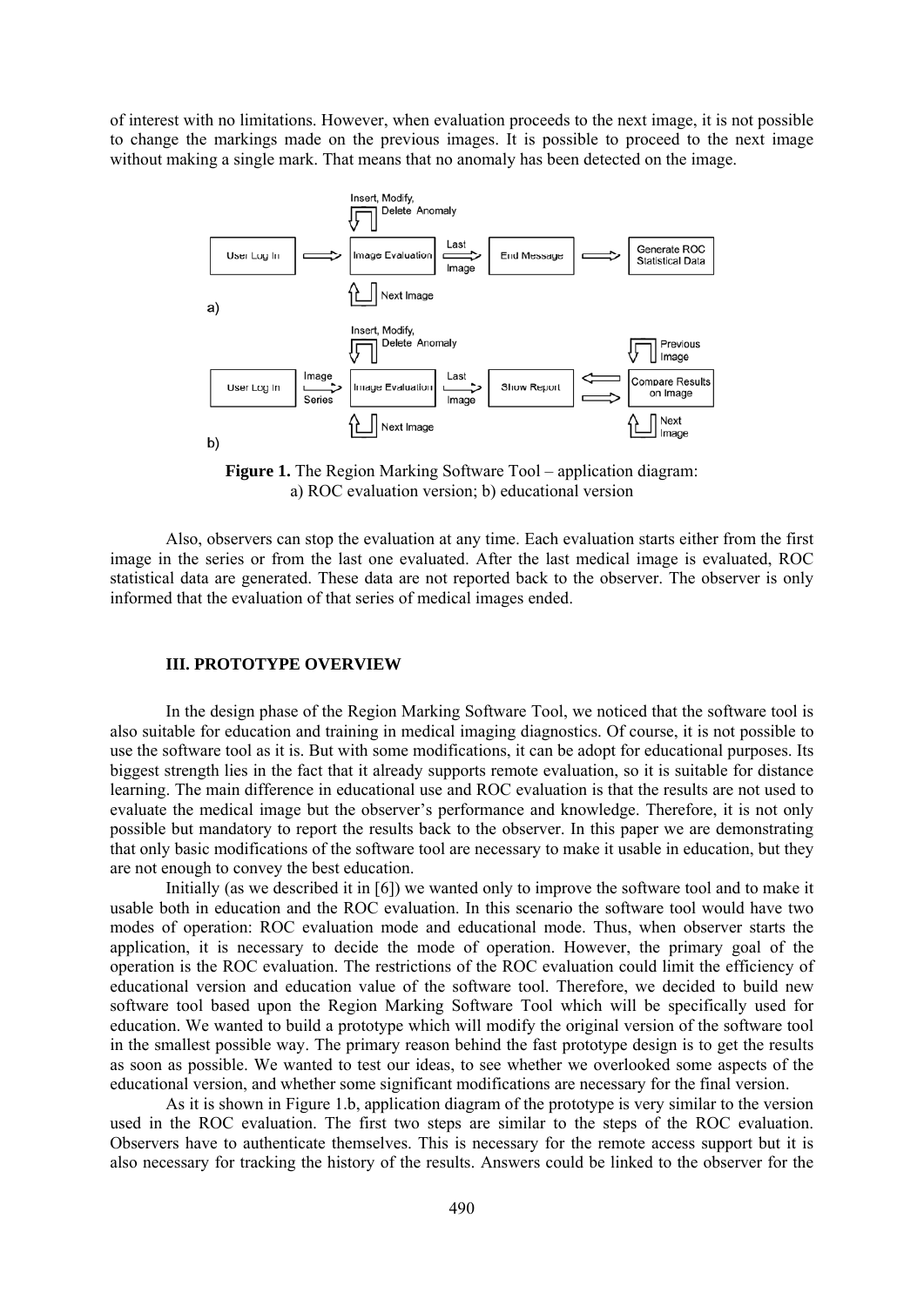of interest with no limitations. However, when evaluation proceeds to the next image, it is not possible to change the markings made on the previous images. It is possible to proceed to the next image without making a single mark. That means that no anomaly has been detected on the image.

**Figure 1.** The Region Marking Software Tool – application diagram: a) ROC evaluation version; b) educational version

Also, observers can stop the evaluation at any time. Each evaluation starts either from the first image in the series or from the last one evaluated. After the last medical image is evaluated, ROC statistical data are generated. These data are not reported back to the observer. The observer is only informed that the evaluation of that series of medical images ended.

## III. PROTOTYPE OVERVIEW

In the design phase of the Region Marking Software Tool, we noticed that the software tool is also suitable for education and training in medical imaging diagnostics. Of course, it is not possible to use the software tool as it is. But with some modifications, it can be adopt for educational purposes. Its biggest strength lies in the fact that it already supports remote evaluation, so it is suitable for distance learning. The main difference in educational use and ROC evaluation is that the results are not used to evaluate the medical image but the observer's performance and knowledge. Therefore, it is not only possible but mandatory to report the results back to the observer. In this paper we are demonstrating that only basic modifications of the software tool are necessary to make it usable in education, but they are not enough to convey the best education.

Initially (as we described it in [6]) we wanted only to improve the software tool and to make it usable both in education and the ROC evaluation. In this scenario the software tool would have two modes of operation: ROC evaluation mode and educational mode. Thus, when observer starts the application, it is necessary to decide the mode of operation. However, the primary goal of the operation is the ROC evaluation. The restrictions of the ROC evaluation could limit the efficiency of educational version and education value of the software tool. Therefore, we decided to build new software tool based upon the Region Marking Software Tool which will be specifically used for education. We wanted to build a prototype which will modify the original version of the software tool in the smallest possible way. The primary reason behind the fast prototype design is to get the results as soon as possible. We wanted to test our ideas, to see whether we overlooked some aspects of the educational version, and whether some significant modifications are necessary for the final version.

As it is shown in Figure 1.b, application diagram of the prototype is very similar to the version used in the ROC evaluation. The first two steps are similar to the steps of the ROC evaluation. Observers have to authenticate themselves. This is necessary for the remote access support but it is also necessary for tracking the history of the results. Answers could be linked to the observer for the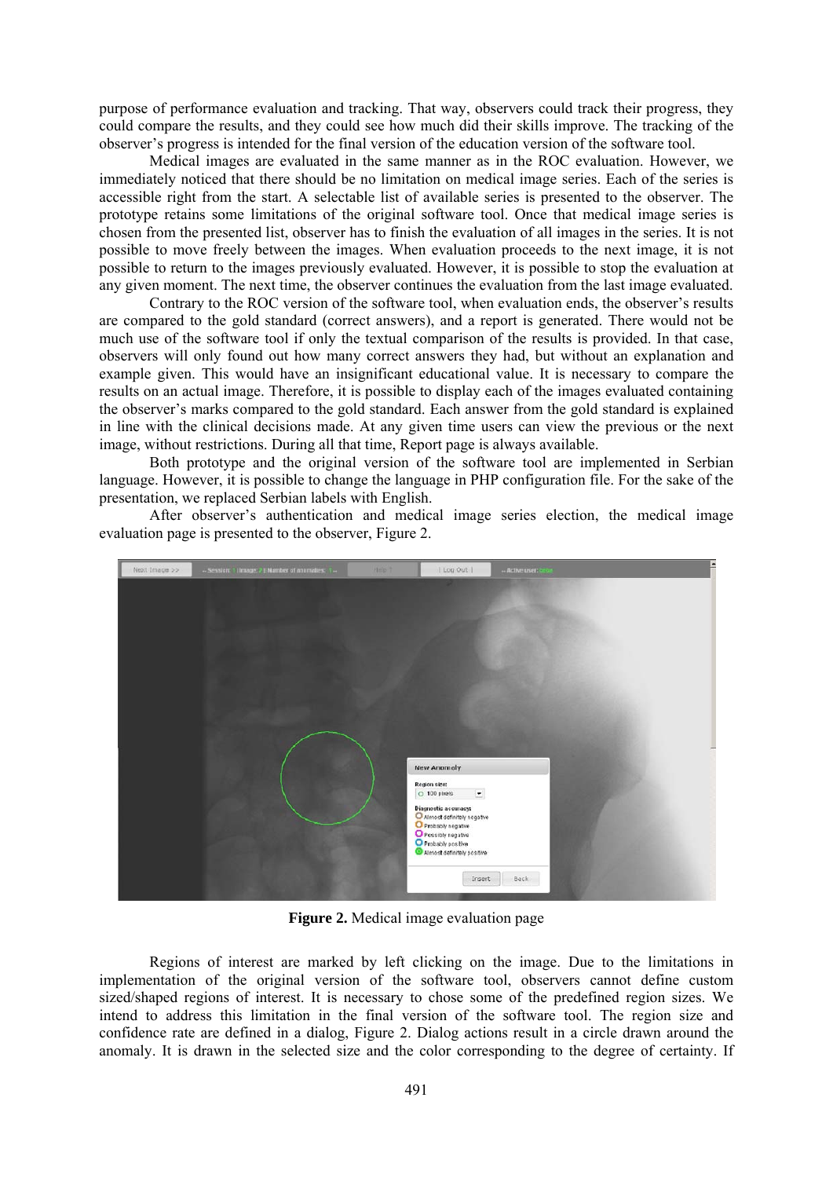purpose of performance evaluation and tracking. That way, observers could track their progress, they could compare the results, and they could see how much did their skills improve. The tracking of the observer's progress is intended for the final version of the education version of the software tool.

Medical images are evaluated in the same manner as in the ROC evaluation. However, we immediately noticed that there should be no limitation on medical image series. Each of the series is accessible right from the start. A selectable list of available series is presented to the observer. The prototype retains some limitations of the original software tool. Once that medical image series is chosen from the presented list, observer has to finish the evaluation of all images in the series. It is not possible to move freely between the images. When evaluation proceeds to the next image, it is not possible to return to the images previously evaluated. However, it is possible to stop the evaluation at any given moment. The next time, the observer continues the evaluation from the last image evaluated.

Contrary to the ROC version of the software tool, when evaluation ends, the observer's results are compared to the gold standard (correct answers), and a report is generated. There would not be much use of the software tool if only the textual comparison of the results is provided. In that case, observers will only found out how many correct answers they had, but without an explanation and example given. This would have an insignificant educational value. It is necessary to compare the results on an actual image. Therefore, it is possible to display each of the images evaluated containing the observer's marks compared to the gold standard. Each answer from the gold standard is explained in line with the clinical decisions made. At any given time users can view the previous or the next image, without restrictions. During all that time, Report page is always available.

Both prototype and the original version of the software tool are implemented in Serbian language. However, it is possible to change the language in PHP configuration file. For the sake of the presentation, we replaced Serbian labels with English.

After observer's authentication and medical image series election, the medical image evaluation page is presented to the observer, Figure 2.

**Figure 2.** Medical image evaluation page

Regions of interest are marked by left clicking on the image. Due to the limitations in implementation of the original version of the software tool, observers cannot define custom sized/shaped regions of interest. It is necessary to chose some of the predefined region sizes. We intend to address this limitation in the final version of the software tool. The region size and confidence rate are defined in a dialog, Figure 2. Dialog actions result in a circle drawn around the anomaly. It is drawn in the selected size and the color corresponding to the degree of certainty. If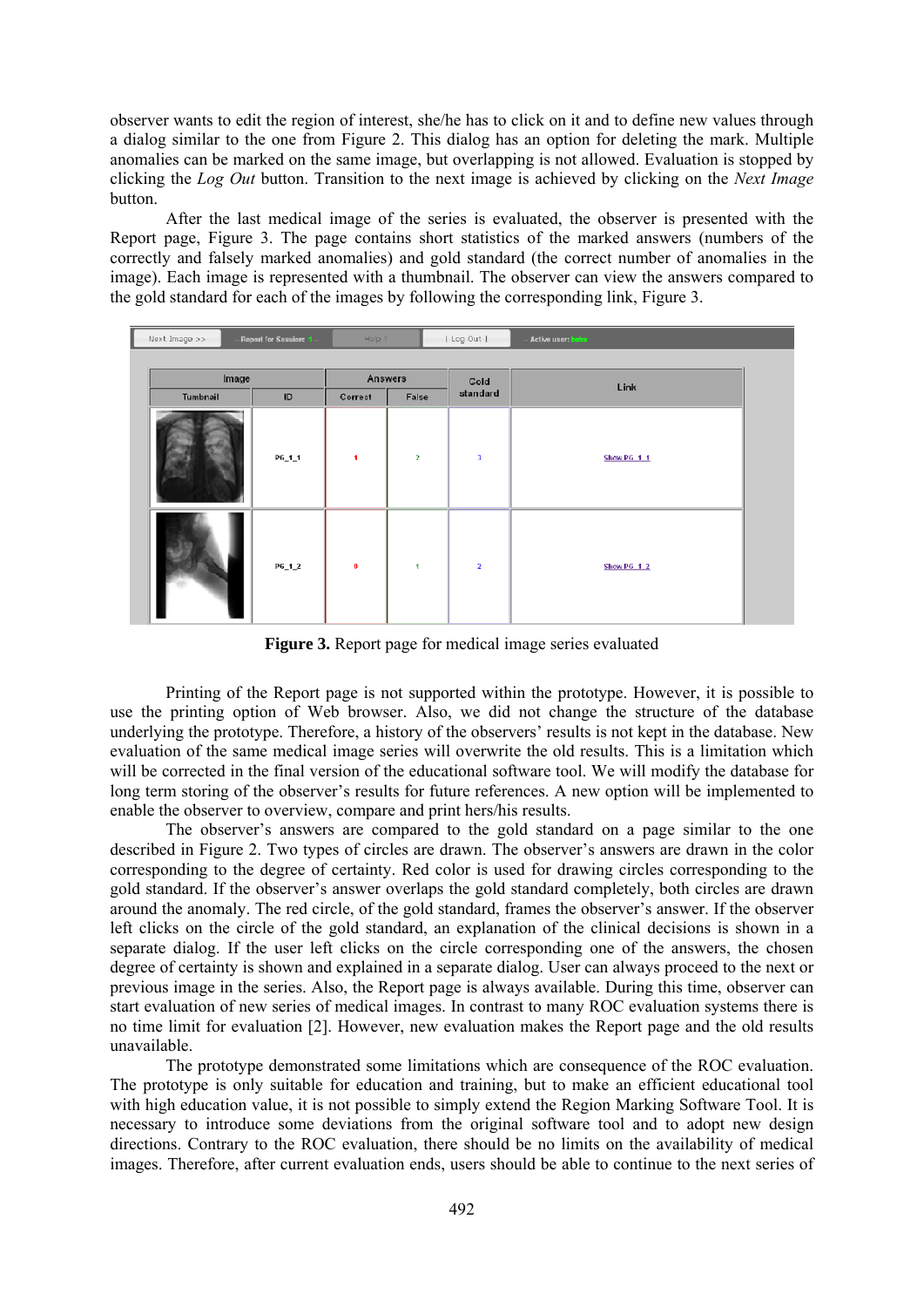observer wants to edit the region of interest, she/he has to click on it and to define new values through a dialog similar to the one from Figure 2. This dialog has an option for deleting the mark. Multiple anomalies can be marked on the same image, but overlapping is not allowed. Evaluation is stopped by clicking the *Log Out* button. Transition to the next image is achieved by clicking on the *Next Image* button.

After the last medical image of the series is evaluated, the observer is presented with the Report page, Figure 3. The page contains short statistics of the marked answers (numbers of the correctly and falsely marked anomalies) and gold standard (the correct number of anomalies in the image). Each image is represented with a thumbnail. The observer can view the answers compared to the gold standard for each of the images by following the corresponding link, Figure 3.

| Image | | Answers | | Gold standard | Link |
|---|---|---|---|---|---|
| Tumbnail | ID | Correct | False | | |
| | PG_1_1 | 1 | 2 | 3 | Show PG_1_1 |
| | PG_1_2 | 0 | 1 | 2 | Show PG_1_2 |

**Figure 3.** Report page for medical image series evaluated

Printing of the Report page is not supported within the prototype. However, it is possible to use the printing option of Web browser. Also, we did not change the structure of the database underlying the prototype. Therefore, a history of the observers' results is not kept in the database. New evaluation of the same medical image series will overwrite the old results. This is a limitation which will be corrected in the final version of the educational software tool. We will modify the database for long term storing of the observer's results for future references. A new option will be implemented to enable the observer to overview, compare and print hers/his results.

The observer's answers are compared to the gold standard on a page similar to the one described in Figure 2. Two types of circles are drawn. The observer's answers are drawn in the color corresponding to the degree of certainty. Red color is used for drawing circles corresponding to the gold standard. If the observer's answer overlaps the gold standard completely, both circles are drawn around the anomaly. The red circle, of the gold standard, frames the observer's answer. If the observer left clicks on the circle of the gold standard, an explanation of the clinical decisions is shown in a separate dialog. If the user left clicks on the circle corresponding one of the answers, the chosen degree of certainty is shown and explained in a separate dialog. User can always proceed to the next or previous image in the series. Also, the Report page is always available. During this time, observer can start evaluation of new series of medical images. In contrast to many ROC evaluation systems there is no time limit for evaluation [2]. However, new evaluation makes the Report page and the old results unavailable.

The prototype demonstrated some limitations which are consequence of the ROC evaluation. The prototype is only suitable for education and training, but to make an efficient educational tool with high education value, it is not possible to simply extend the Region Marking Software Tool. It is necessary to introduce some deviations from the original software tool and to adopt new design directions. Contrary to the ROC evaluation, there should be no limits on the availability of medical images. Therefore, after current evaluation ends, users should be able to continue to the next series of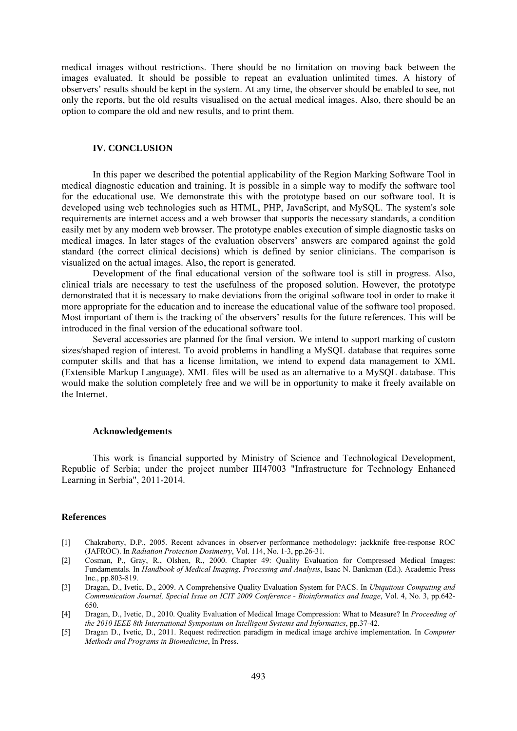medical images without restrictions. There should be no limitation on moving back between the images evaluated. It should be possible to repeat an evaluation unlimited times. A history of observers' results should be kept in the system. At any time, the observer should be enabled to see, not only the reports, but the old results visualised on the actual medical images. Also, there should be an option to compare the old and new results, and to print them.

## IV. CONCLUSION

In this paper we described the potential applicability of the Region Marking Software Tool in medical diagnostic education and training. It is possible in a simple way to modify the software tool for the educational use. We demonstrate this with the prototype based on our software tool. It is developed using web technologies such as HTML, PHP, JavaScript, and MySQL. The system's sole requirements are internet access and a web browser that supports the necessary standards, a condition easily met by any modern web browser. The prototype enables execution of simple diagnostic tasks on medical images. In later stages of the evaluation observers' answers are compared against the gold standard (the correct clinical decisions) which is defined by senior clinicians. The comparison is visualized on the actual images. Also, the report is generated.

Development of the final educational version of the software tool is still in progress. Also, clinical trials are necessary to test the usefulness of the proposed solution. However, the prototype demonstrated that it is necessary to make deviations from the original software tool in order to make it more appropriate for the education and to increase the educational value of the software tool proposed. Most important of them is the tracking of the observers' results for the future references. This will be introduced in the final version of the educational software tool.

Several accessories are planned for the final version. We intend to support marking of custom sizes/shaped region of interest. To avoid problems in handling a MySQL database that requires some computer skills and that has a license limitation, we intend to expend data management to XML (Extensible Markup Language). XML files will be used as an alternative to a MySQL database. This would make the solution completely free and we will be in opportunity to make it freely available on the Internet.

### Acknowledgements

This work is financial supported by Ministry of Science and Technological Development, Republic of Serbia; under the project number III47003 "Infrastructure for Technology Enhanced Learning in Serbia", 2011-2014.

## References

[1] Chakraborty, D.P., 2005. Recent advances in observer performance methodology: jackknife free-response ROC (JAFROC). In *Radiation Protection Dosimetry*, Vol. 114, No. 1-3, pp.26-31.

[2] Cosman, P., Gray, R., Olshen, R., 2000. Chapter 49: Quality Evaluation for Compressed Medical Images: Fundamentals. In *Handbook of Medical Imaging, Processing and Analysis*, Isaac N. Bankman (Ed.). Academic Press Inc., pp.803-819.

[3] Dragan, D., Ivetic, D., 2009. A Comprehensive Quality Evaluation System for PACS. In *Ubiquitous Computing and Communication Journal, Special Issue on ICIT 2009 Conference - Bioinformatics and Image*, Vol. 4, No. 3, pp.642-650.

[4] Dragan, D., Ivetic, D., 2010. Quality Evaluation of Medical Image Compression: What to Measure? In *Proceeding of the 2010 IEEE 8th International Symposium on Intelligent Systems and Informatics*, pp.37-42.

[5] Dragan D., Ivetic, D., 2011. Request redirection paradigm in medical image archive implementation. In *Computer Methods and Programs in Biomedicine*, In Press.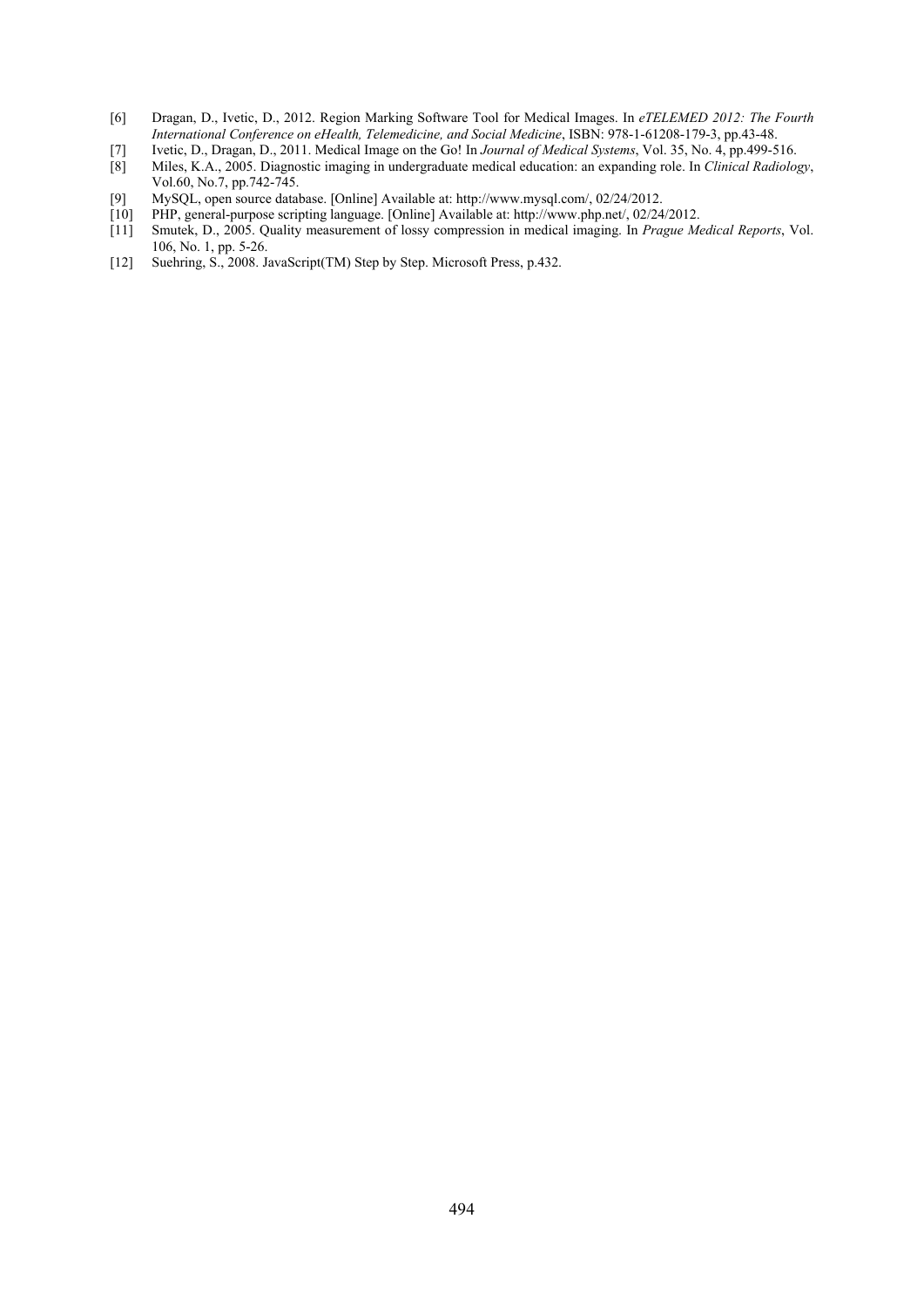[6] Dragan, D., Ivetic, D., 2012. Region Marking Software Tool for Medical Images. In *eTELEMED 2012: The Fourth International Conference on eHealth, Telemedicine, and Social Medicine*, ISBN: 978-1-61208-179-3, pp.43-48.

[7] Ivetic, D., Dragan, D., 2011. Medical Image on the Go! In *Journal of Medical Systems*, Vol. 35, No. 4, pp.499-516.

[8] Miles, K.A., 2005. Diagnostic imaging in undergraduate medical education: an expanding role. In *Clinical Radiology*, Vol.60, No.7, pp.742-745.

[9] MySQL, open source database. [Online] Available at: http://www.mysql.com/, 02/24/2012.

[10] PHP, general-purpose scripting language. [Online] Available at: http://www.php.net/, 02/24/2012.

[11] Smutek, D., 2005. Quality measurement of lossy compression in medical imaging. In *Prague Medical Reports*, Vol. 106, No. 1, pp. 5-26.

[12] Suehring, S., 2008. JavaScript(TM) Step by Step. Microsoft Press, p.432.